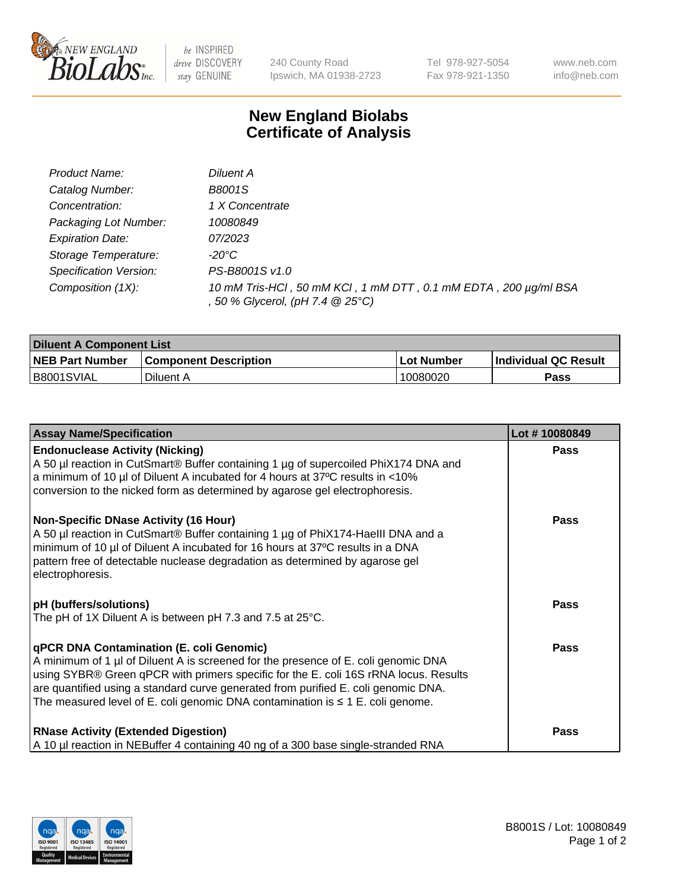# New England Biolabs
## Certificate of Analysis

| | |
|---|---|
| *Product Name:* | *Diluent A* |
| *Catalog Number:* | *B8001S* |
| *Concentration:* | *1 X Concentrate* |
| *Packaging Lot Number:* | *10080849* |
| *Expiration Date:* | *07/2023* |
| *Storage Temperature:* | *-20°C* |
| *Specification Version:* | *PS-B8001S v1.0* |
| *Composition (1X):* | *10 mM Tris-HCl , 50 mM KCl , 1 mM DTT , 0.1 mM EDTA , 200 µg/ml BSA , 50 % Glycerol, (pH 7.4 @ 25°C)* |

| **Diluent A Component List** | | | |
|---|---|---|---|
| **NEB Part Number** | **Component Description** | **Lot Number** | **Individual QC Result** |
| B8001SVIAL | Diluent A | 10080020 | **Pass** |

| **Assay Name/Specification** | **Lot # 10080849** |
|---|---|
| **Endonuclease Activity (Nicking)**<br>A 50 µl reaction in CutSmart® Buffer containing 1 µg of supercoiled PhiX174 DNA and a minimum of 10 µl of Diluent A incubated for 4 hours at 37ºC results in <10% conversion to the nicked form as determined by agarose gel electrophoresis. | **Pass** |
| **Non-Specific DNase Activity (16 Hour)**<br>A 50 µl reaction in CutSmart® Buffer containing 1 µg of PhiX174-HaeIII DNA and a minimum of 10 µl of Diluent A incubated for 16 hours at 37ºC results in a DNA pattern free of detectable nuclease degradation as determined by agarose gel electrophoresis. | **Pass** |
| **pH (buffers/solutions)**<br>The pH of 1X Diluent A is between pH 7.3 and 7.5 at 25°C. | **Pass** |
| **qPCR DNA Contamination (E. coli Genomic)**<br>A minimum of 1 µl of Diluent A is screened for the presence of E. coli genomic DNA using SYBR® Green qPCR with primers specific for the E. coli 16S rRNA locus. Results are quantified using a standard curve generated from purified E. coli genomic DNA. The measured level of E. coli genomic DNA contamination is ≤ 1 E. coli genome. | **Pass** |
| **RNase Activity (Extended Digestion)**<br>A 10 µl reaction in NEBuffer 4 containing 40 ng of a 300 base single-stranded RNA | **Pass** |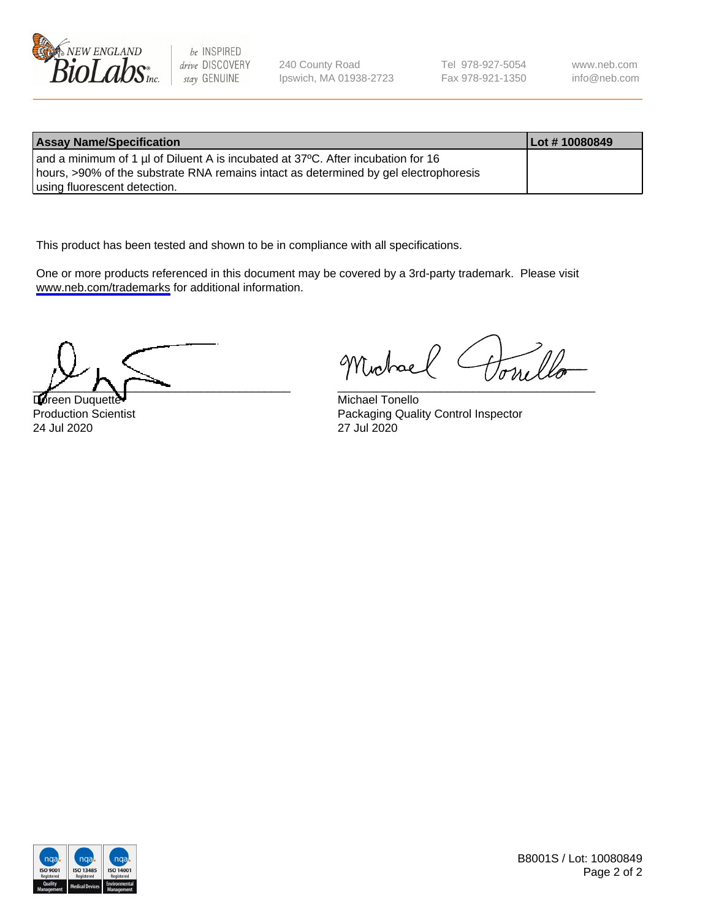| Assay Name/Specification | Lot # 10080849 |
| --- | --- |
| and a minimum of 1 µl of Diluent A is incubated at 37ºC. After incubation for 16 hours, >90% of the substrate RNA remains intact as determined by gel electrophoresis using fluorescent detection. | |

This product has been tested and shown to be in compliance with all specifications.

One or more products referenced in this document may be covered by a 3rd-party trademark. Please visit www.neb.com/trademarks for additional information.

Doreen Duquette
Production Scientist
24 Jul 2020

Michael Tonello
Packaging Quality Control Inspector
27 Jul 2020

B8001S / Lot: 10080849